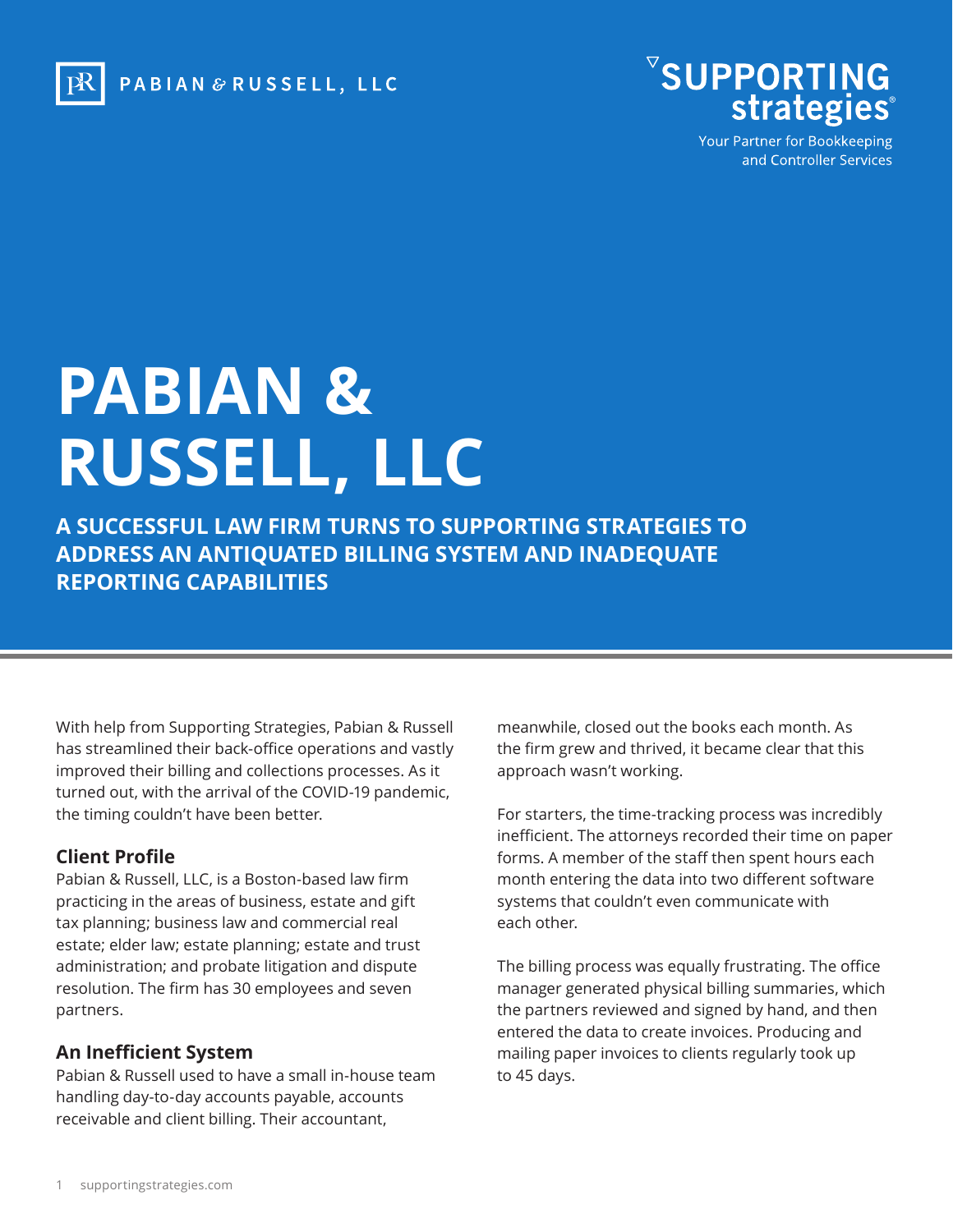PABIAN & RUSSELL, LLC

SUPPORTING strategies®

Your Partner for Bookkeeping and Controller Services

# PABIAN & RUSSELL, LLC

**A SUCCESSFUL LAW FIRM TURNS TO SUPPORTING STRATEGIES TO ADDRESS AN ANTIQUATED BILLING SYSTEM AND INADEQUATE REPORTING CAPABILITIES**

With help from Supporting Strategies, Pabian & Russell has streamlined their back-office operations and vastly improved their billing and collections processes. As it turned out, with the arrival of the COVID-19 pandemic, the timing couldn't have been better.

## Client Profile

Pabian & Russell, LLC, is a Boston-based law firm practicing in the areas of business, estate and gift tax planning; business law and commercial real estate; elder law; estate planning; estate and trust administration; and probate litigation and dispute resolution. The firm has 30 employees and seven partners.

## An Inefficient System

Pabian & Russell used to have a small in-house team handling day-to-day accounts payable, accounts receivable and client billing. Their accountant, meanwhile, closed out the books each month. As the firm grew and thrived, it became clear that this approach wasn't working.

For starters, the time-tracking process was incredibly inefficient. The attorneys recorded their time on paper forms. A member of the staff then spent hours each month entering the data into two different software systems that couldn't even communicate with each other.

The billing process was equally frustrating. The office manager generated physical billing summaries, which the partners reviewed and signed by hand, and then entered the data to create invoices. Producing and mailing paper invoices to clients regularly took up to 45 days.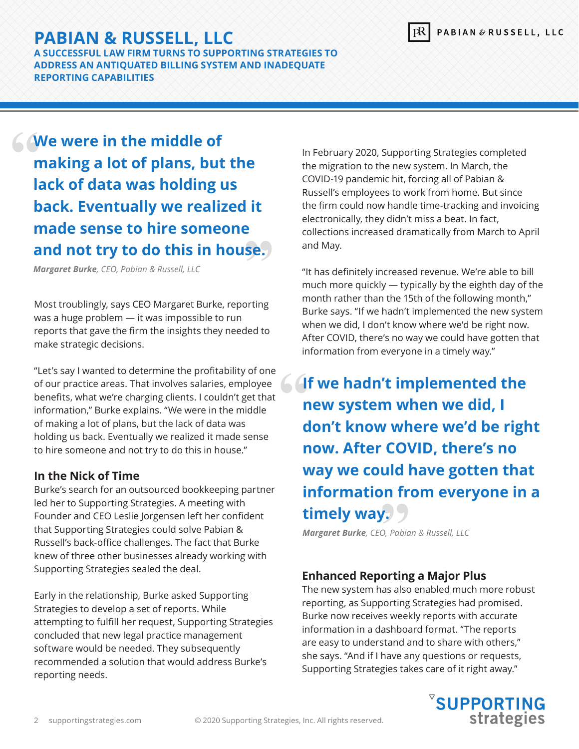# PABIAN & RUSSELL, LLC

**A SUCCESSFUL LAW FIRM TURNS TO SUPPORTING STRATEGIES TO ADDRESS AN ANTIQUATED BILLING SYSTEM AND INADEQUATE REPORTING CAPABILITIES**

> **"We were in the middle of making a lot of plans, but the lack of data was holding us back. Eventually we realized it made sense to hire someone and not try to do this in house."**
>
> ***Margaret Burke**, CEO, Pabian & Russell, LLC*

Most troublingly, says CEO Margaret Burke, reporting was a huge problem — it was impossible to run reports that gave the firm the insights they needed to make strategic decisions.

"Let's say I wanted to determine the profitability of one of our practice areas. That involves salaries, employee benefits, what we're charging clients. I couldn't get that information," Burke explains. "We were in the middle of making a lot of plans, but the lack of data was holding us back. Eventually we realized it made sense to hire someone and not try to do this in house."

### In the Nick of Time

Burke's search for an outsourced bookkeeping partner led her to Supporting Strategies. A meeting with Founder and CEO Leslie Jorgensen left her confident that Supporting Strategies could solve Pabian & Russell's back-office challenges. The fact that Burke knew of three other businesses already working with Supporting Strategies sealed the deal.

Early in the relationship, Burke asked Supporting Strategies to develop a set of reports. While attempting to fulfill her request, Supporting Strategies concluded that new legal practice management software would be needed. They subsequently recommended a solution that would address Burke's reporting needs.

In February 2020, Supporting Strategies completed the migration to the new system. In March, the COVID-19 pandemic hit, forcing all of Pabian & Russell's employees to work from home. But since the firm could now handle time-tracking and invoicing electronically, they didn't miss a beat. In fact, collections increased dramatically from March to April and May.

"It has definitely increased revenue. We're able to bill much more quickly — typically by the eighth day of the month rather than the 15th of the following month," Burke says. "If we hadn't implemented the new system when we did, I don't know where we'd be right now. After COVID, there's no way we could have gotten that information from everyone in a timely way."

> **"If we hadn't implemented the new system when we did, I don't know where we'd be right now. After COVID, there's no way we could have gotten that information from everyone in a timely way."**
>
> ***Margaret Burke**, CEO, Pabian & Russell, LLC*

### Enhanced Reporting a Major Plus

The new system has also enabled much more robust reporting, as Supporting Strategies had promised. Burke now receives weekly reports with accurate information in a dashboard format. "The reports are easy to understand and to share with others," she says. "And if I have any questions or requests, Supporting Strategies takes care of it right away."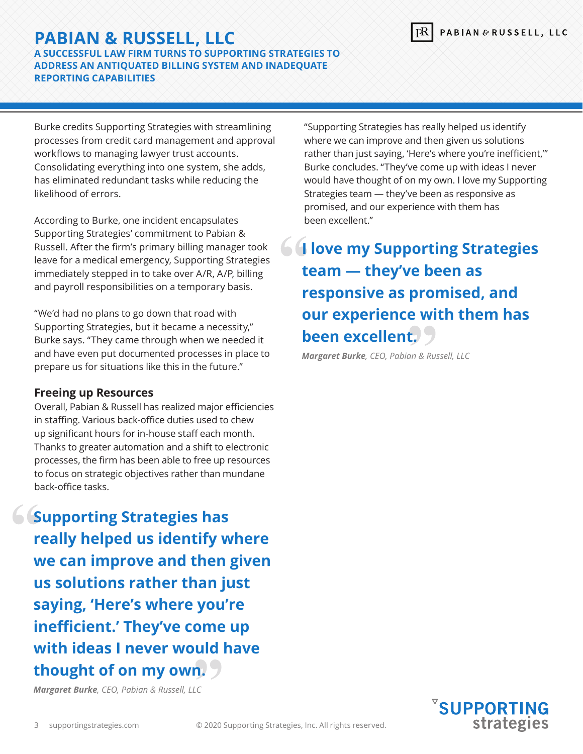# PABIAN & RUSSELL, LLC

## A SUCCESSFUL LAW FIRM TURNS TO SUPPORTING STRATEGIES TO ADDRESS AN ANTIQUATED BILLING SYSTEM AND INADEQUATE REPORTING CAPABILITIES

Burke credits Supporting Strategies with streamlining processes from credit card management and approval workflows to managing lawyer trust accounts. Consolidating everything into one system, she adds, has eliminated redundant tasks while reducing the likelihood of errors.

According to Burke, one incident encapsulates Supporting Strategies' commitment to Pabian & Russell. After the firm's primary billing manager took leave for a medical emergency, Supporting Strategies immediately stepped in to take over A/R, A/P, billing and payroll responsibilities on a temporary basis.

"We'd had no plans to go down that road with Supporting Strategies, but it became a necessity," Burke says. "They came through when we needed it and have even put documented processes in place to prepare us for situations like this in the future."

### Freeing up Resources

Overall, Pabian & Russell has realized major efficiencies in staffing. Various back-office duties used to chew up significant hours for in-house staff each month. Thanks to greater automation and a shift to electronic processes, the firm has been able to free up resources to focus on strategic objectives rather than mundane back-office tasks.

> **Supporting Strategies has really helped us identify where we can improve and then given us solutions rather than just saying, 'Here's where you're inefficient.' They've come up with ideas I never would have thought of on my own.**
>
> ***Margaret Burke**, CEO, Pabian & Russell, LLC*

"Supporting Strategies has really helped us identify where we can improve and then given us solutions rather than just saying, 'Here's where you're inefficient,'" Burke concludes. "They've come up with ideas I never would have thought of on my own. I love my Supporting Strategies team — they've been as responsive as promised, and our experience with them has been excellent."

> **I love my Supporting Strategies team — they've been as responsive as promised, and our experience with them has been excellent.**
>
> ***Margaret Burke**, CEO, Pabian & Russell, LLC*

supportingstrategies.com

© 2020 Supporting Strategies, Inc. All rights reserved.